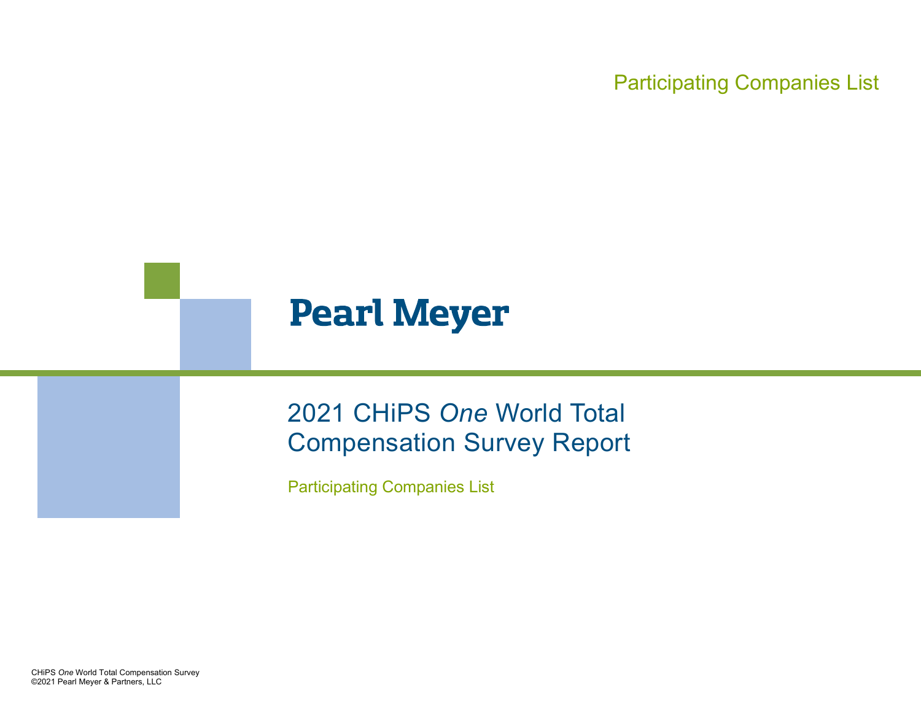Participating Companies List

# Pearl Meyer

## 2021 CHiPS *One* World Total Compensation Survey Report

Participating Companies List

CHiPS *One* World Total Compensation Survey
©2021 Pearl Meyer & Partners, LLC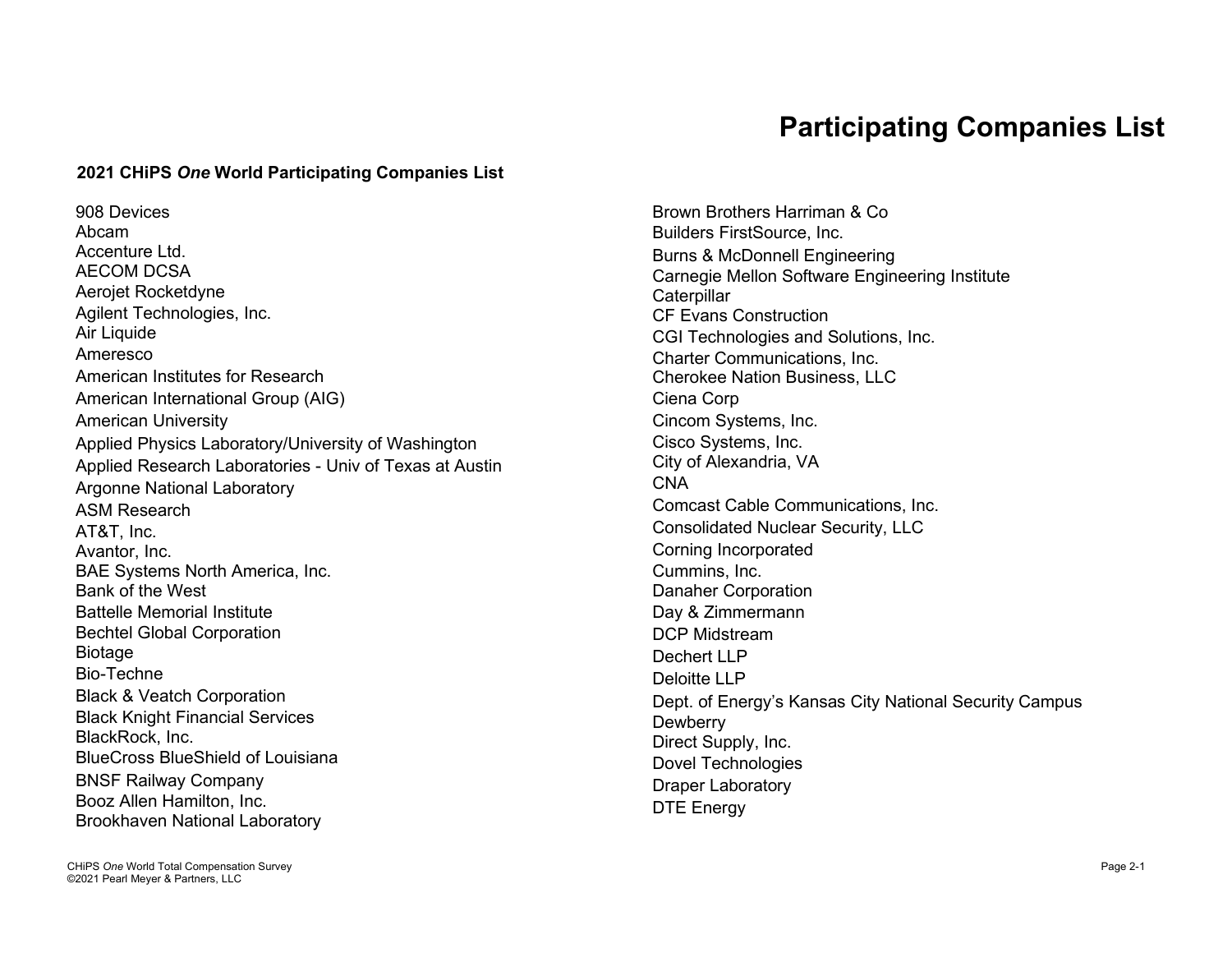# Participating Companies List

**2021 CHiPS *One* World Participating Companies List**

908 Devices
Abcam
Accenture Ltd.
AECOM DCSA
Aerojet Rocketdyne
Agilent Technologies, Inc.
Air Liquide
Ameresco
American Institutes for Research
American International Group (AIG)
American University
Applied Physics Laboratory/University of Washington
Applied Research Laboratories - Univ of Texas at Austin
Argonne National Laboratory
ASM Research
AT&T, Inc.
Avantor, Inc.
BAE Systems North America, Inc.
Bank of the West
Battelle Memorial Institute
Bechtel Global Corporation
Biotage
Bio-Techne
Black & Veatch Corporation
Black Knight Financial Services
BlackRock, Inc.
BlueCross BlueShield of Louisiana
BNSF Railway Company
Booz Allen Hamilton, Inc.
Brookhaven National Laboratory
Brown Brothers Harriman & Co
Builders FirstSource, Inc.
Burns & McDonnell Engineering
Carnegie Mellon Software Engineering Institute
Caterpillar
CF Evans Construction
CGI Technologies and Solutions, Inc.
Charter Communications, Inc.
Cherokee Nation Business, LLC
Ciena Corp
Cincom Systems, Inc.
Cisco Systems, Inc.
City of Alexandria, VA
CNA
Comcast Cable Communications, Inc.
Consolidated Nuclear Security, LLC
Corning Incorporated
Cummins, Inc.
Danaher Corporation
Day & Zimmermann
DCP Midstream
Dechert LLP
Deloitte LLP
Dept. of Energy's Kansas City National Security Campus
Dewberry
Direct Supply, Inc.
Dovel Technologies
Draper Laboratory
DTE Energy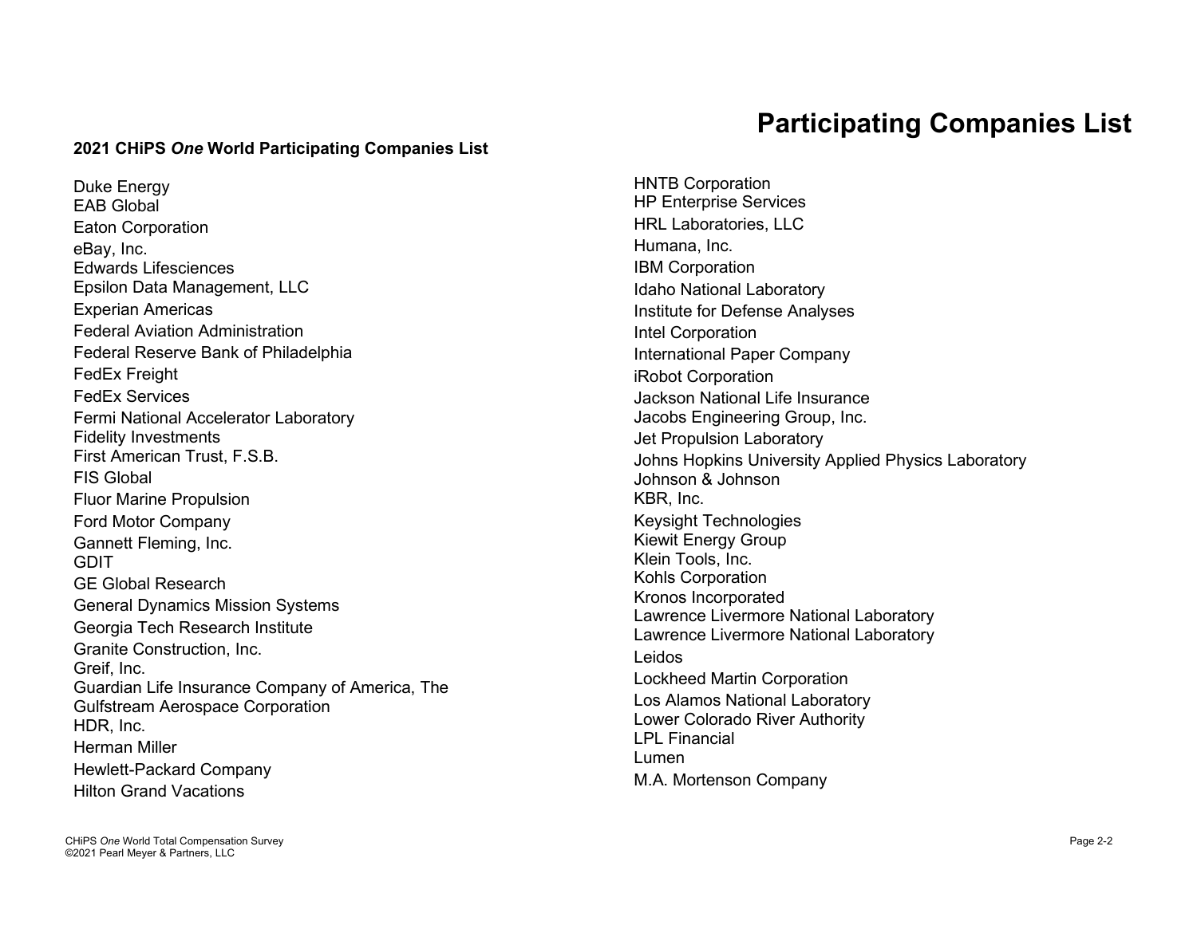# Participating Companies List

**2021 CHiPS *One* World Participating Companies List**

Duke Energy
EAB Global
Eaton Corporation
eBay, Inc.
Edwards Lifesciences
Epsilon Data Management, LLC
Experian Americas
Federal Aviation Administration
Federal Reserve Bank of Philadelphia
FedEx Freight
FedEx Services
Fermi National Accelerator Laboratory
Fidelity Investments
First American Trust, F.S.B.
FIS Global
Fluor Marine Propulsion
Ford Motor Company
Gannett Fleming, Inc.
GDIT
GE Global Research
General Dynamics Mission Systems
Georgia Tech Research Institute
Granite Construction, Inc.
Greif, Inc.
Guardian Life Insurance Company of America, The
Gulfstream Aerospace Corporation
HDR, Inc.
Herman Miller
Hewlett-Packard Company
Hilton Grand Vacations
HNTB Corporation
HP Enterprise Services
HRL Laboratories, LLC
Humana, Inc.
IBM Corporation
Idaho National Laboratory
Institute for Defense Analyses
Intel Corporation
International Paper Company
iRobot Corporation
Jackson National Life Insurance
Jacobs Engineering Group, Inc.
Jet Propulsion Laboratory
Johns Hopkins University Applied Physics Laboratory
Johnson & Johnson
KBR, Inc.
Keysight Technologies
Kiewit Energy Group
Klein Tools, Inc.
Kohls Corporation
Kronos Incorporated
Lawrence Livermore National Laboratory
Lawrence Livermore National Laboratory
Leidos
Lockheed Martin Corporation
Los Alamos National Laboratory
Lower Colorado River Authority
LPL Financial
Lumen
M.A. Mortenson Company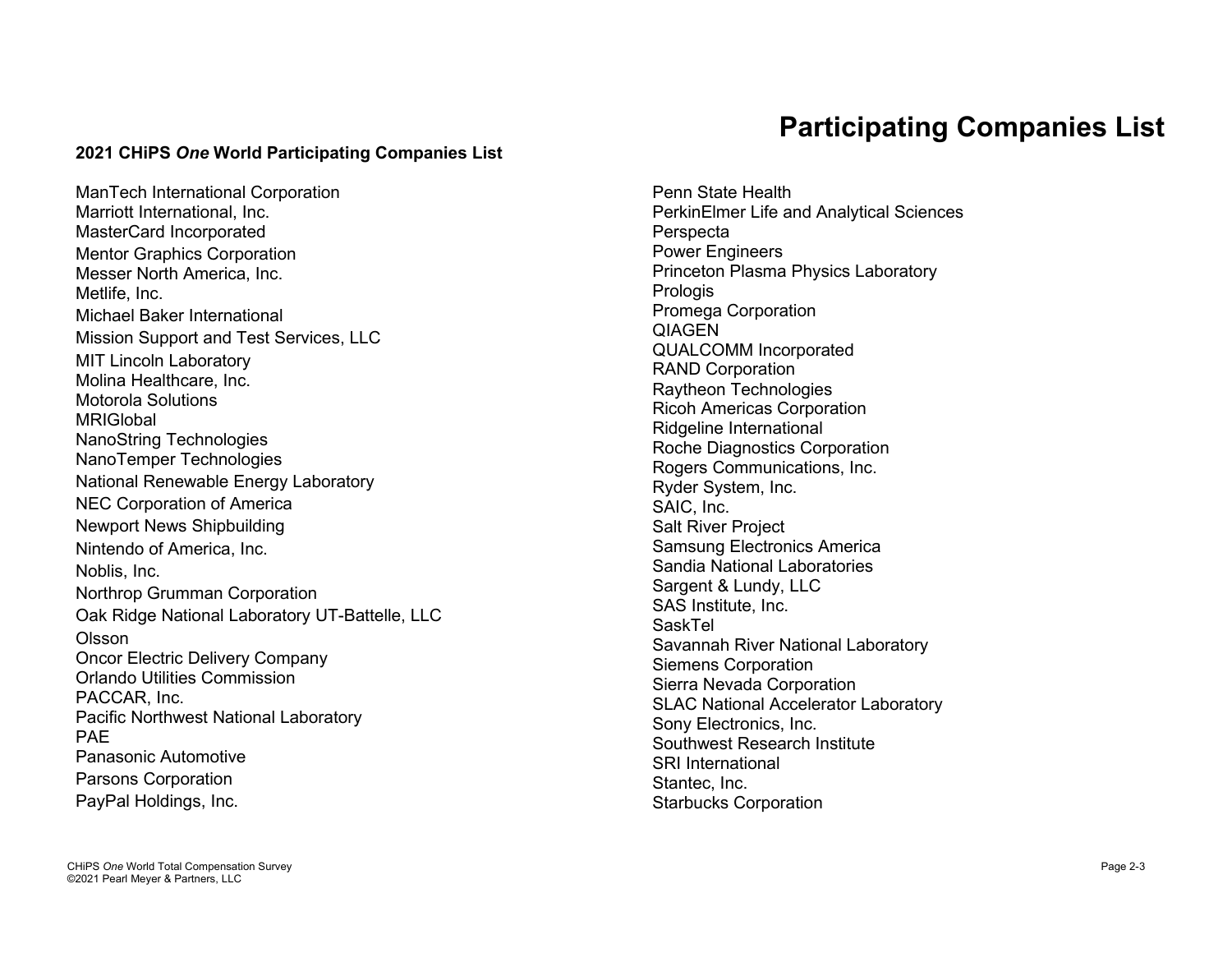# Participating Companies List

**2021 CHiPS *One* World Participating Companies List**

ManTech International Corporation
Marriott International, Inc.
MasterCard Incorporated
Mentor Graphics Corporation
Messer North America, Inc.
Metlife, Inc.
Michael Baker International
Mission Support and Test Services, LLC
MIT Lincoln Laboratory
Molina Healthcare, Inc.
Motorola Solutions
MRIGlobal
NanoString Technologies
NanoTemper Technologies
National Renewable Energy Laboratory
NEC Corporation of America
Newport News Shipbuilding
Nintendo of America, Inc.
Noblis, Inc.
Northrop Grumman Corporation
Oak Ridge National Laboratory UT-Battelle, LLC
Olsson
Oncor Electric Delivery Company
Orlando Utilities Commission
PACCAR, Inc.
Pacific Northwest National Laboratory
PAE
Panasonic Automotive
Parsons Corporation
PayPal Holdings, Inc.
Penn State Health
PerkinElmer Life and Analytical Sciences
Perspecta
Power Engineers
Princeton Plasma Physics Laboratory
Prologis
Promega Corporation
QIAGEN
QUALCOMM Incorporated
RAND Corporation
Raytheon Technologies
Ricoh Americas Corporation
Ridgeline International
Roche Diagnostics Corporation
Rogers Communications, Inc.
Ryder System, Inc.
SAIC, Inc.
Salt River Project
Samsung Electronics America
Sandia National Laboratories
Sargent & Lundy, LLC
SAS Institute, Inc.
SaskTel
Savannah River National Laboratory
Siemens Corporation
Sierra Nevada Corporation
SLAC National Accelerator Laboratory
Sony Electronics, Inc.
Southwest Research Institute
SRI International
Stantec, Inc.
Starbucks Corporation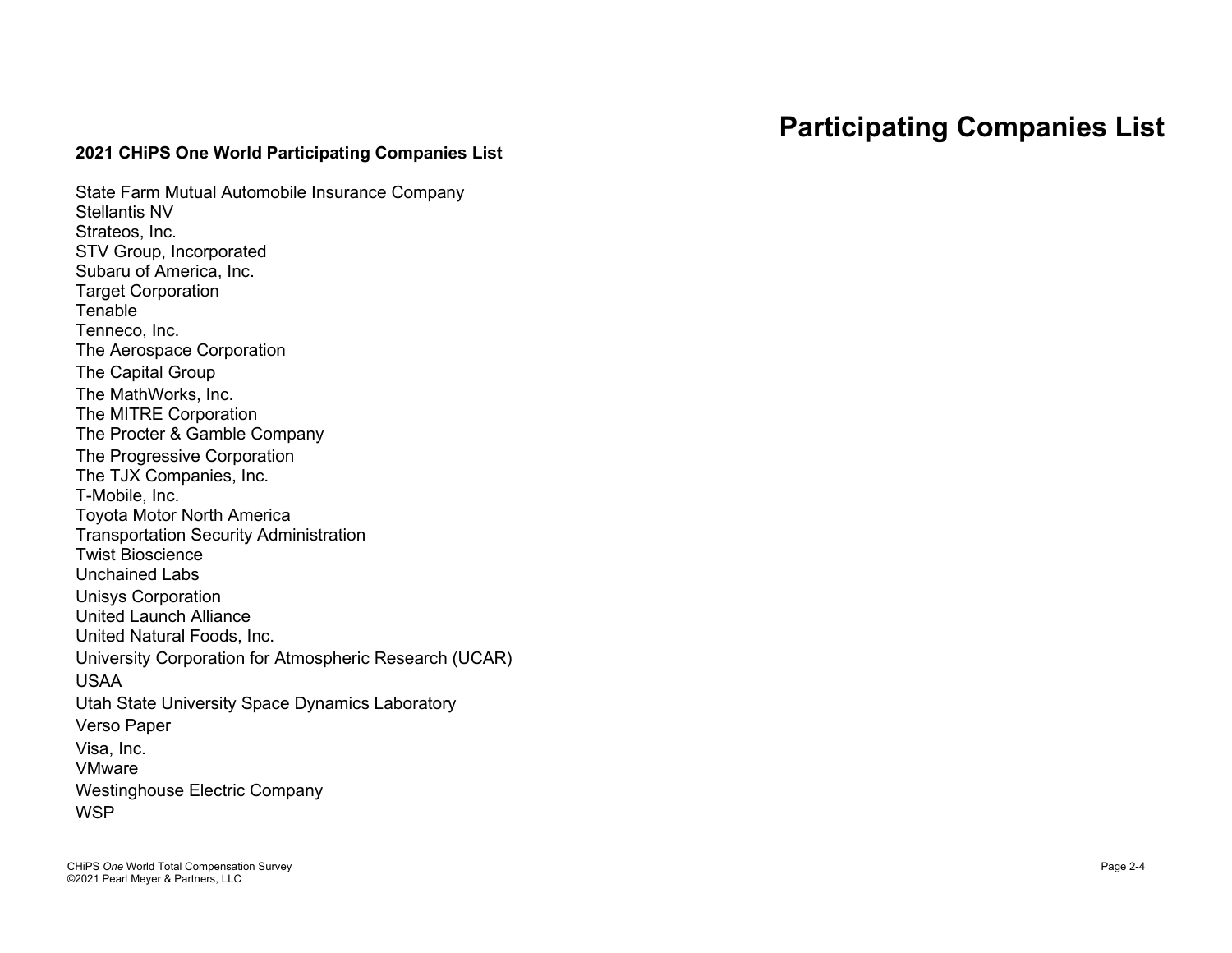# Participating Companies List

**2021 CHiPS One World Participating Companies List**

State Farm Mutual Automobile Insurance Company
Stellantis NV
Strateos, Inc.
STV Group, Incorporated
Subaru of America, Inc.
Target Corporation
Tenable
Tenneco, Inc.
The Aerospace Corporation
The Capital Group
The MathWorks, Inc.
The MITRE Corporation
The Procter & Gamble Company
The Progressive Corporation
The TJX Companies, Inc.
T-Mobile, Inc.
Toyota Motor North America
Transportation Security Administration
Twist Bioscience
Unchained Labs
Unisys Corporation
United Launch Alliance
United Natural Foods, Inc.
University Corporation for Atmospheric Research (UCAR)
USAA
Utah State University Space Dynamics Laboratory
Verso Paper
Visa, Inc.
VMware
Westinghouse Electric Company
WSP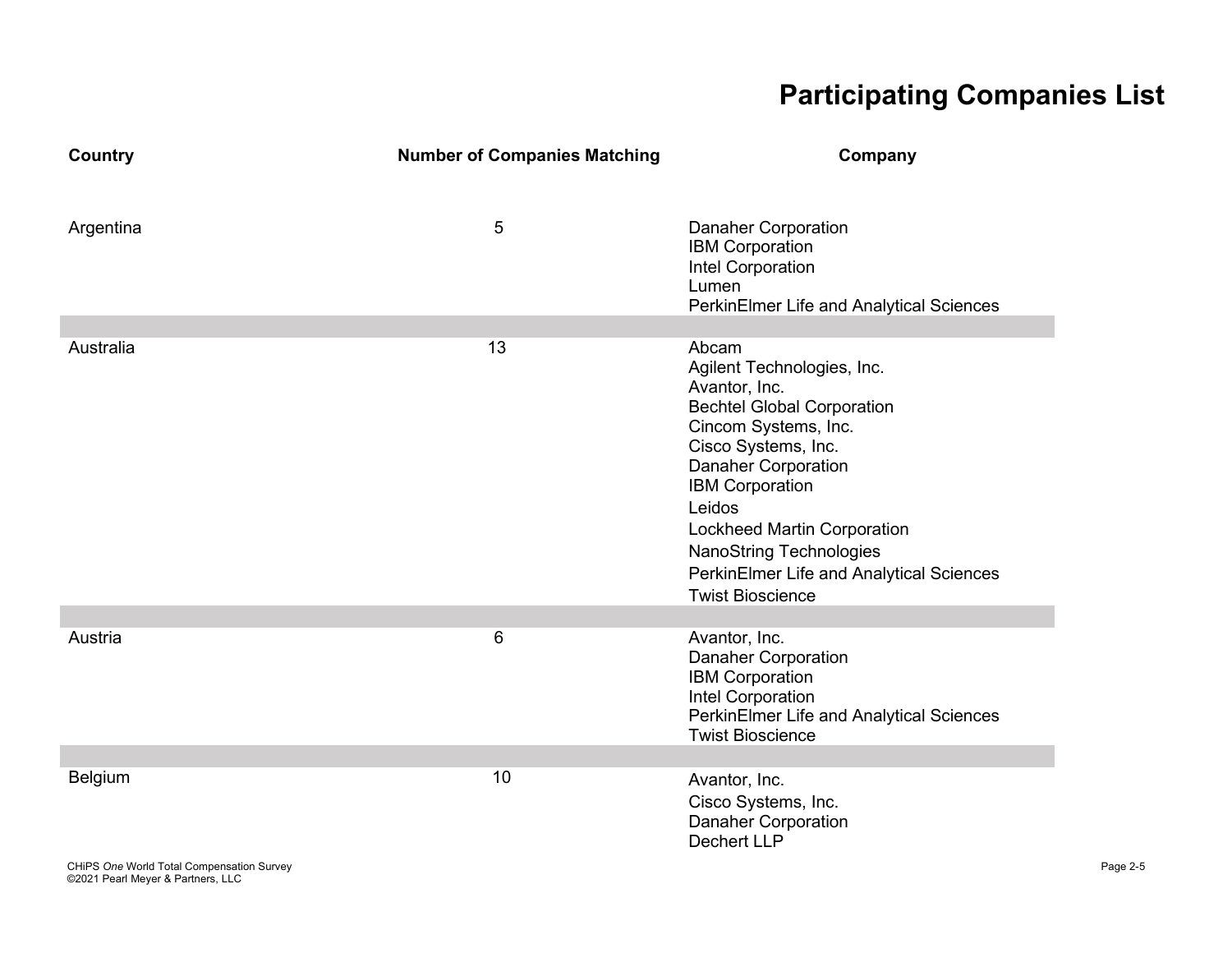# Participating Companies List

| Country | Number of Companies Matching | Company |
|---|---|---|
| Argentina | 5 | Danaher Corporation<br>IBM Corporation<br>Intel Corporation<br>Lumen<br>PerkinElmer Life and Analytical Sciences |
| Australia | 13 | Abcam<br>Agilent Technologies, Inc.<br>Avantor, Inc.<br>Bechtel Global Corporation<br>Cincom Systems, Inc.<br>Cisco Systems, Inc.<br>Danaher Corporation<br>IBM Corporation<br>Leidos<br>Lockheed Martin Corporation<br>NanoString Technologies<br>PerkinElmer Life and Analytical Sciences<br>Twist Bioscience |
| Austria | 6 | Avantor, Inc.<br>Danaher Corporation<br>IBM Corporation<br>Intel Corporation<br>PerkinElmer Life and Analytical Sciences<br>Twist Bioscience |
| Belgium | 10 | Avantor, Inc.<br>Cisco Systems, Inc.<br>Danaher Corporation<br>Dechert LLP |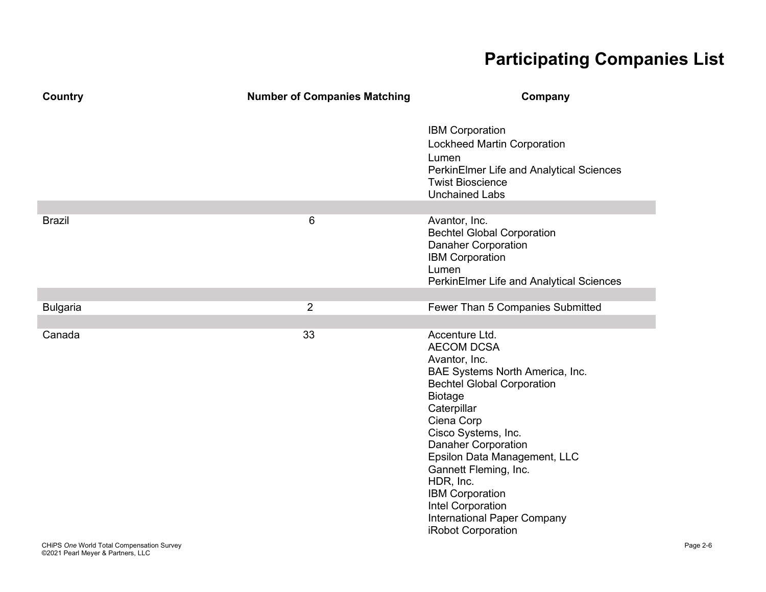# Participating Companies List

| Country | Number of Companies Matching | Company |
| --- | --- | --- |
| | | IBM Corporation<br>Lockheed Martin Corporation<br>Lumen<br>PerkinElmer Life and Analytical Sciences<br>Twist Bioscience<br>Unchained Labs |
| Brazil | 6 | Avantor, Inc.<br>Bechtel Global Corporation<br>Danaher Corporation<br>IBM Corporation<br>Lumen<br>PerkinElmer Life and Analytical Sciences |
| Bulgaria | 2 | Fewer Than 5 Companies Submitted |
| Canada | 33 | Accenture Ltd.<br>AECOM DCSA<br>Avantor, Inc.<br>BAE Systems North America, Inc.<br>Bechtel Global Corporation<br>Biotage<br>Caterpillar<br>Ciena Corp<br>Cisco Systems, Inc.<br>Danaher Corporation<br>Epsilon Data Management, LLC<br>Gannett Fleming, Inc.<br>HDR, Inc.<br>IBM Corporation<br>Intel Corporation<br>International Paper Company<br>iRobot Corporation |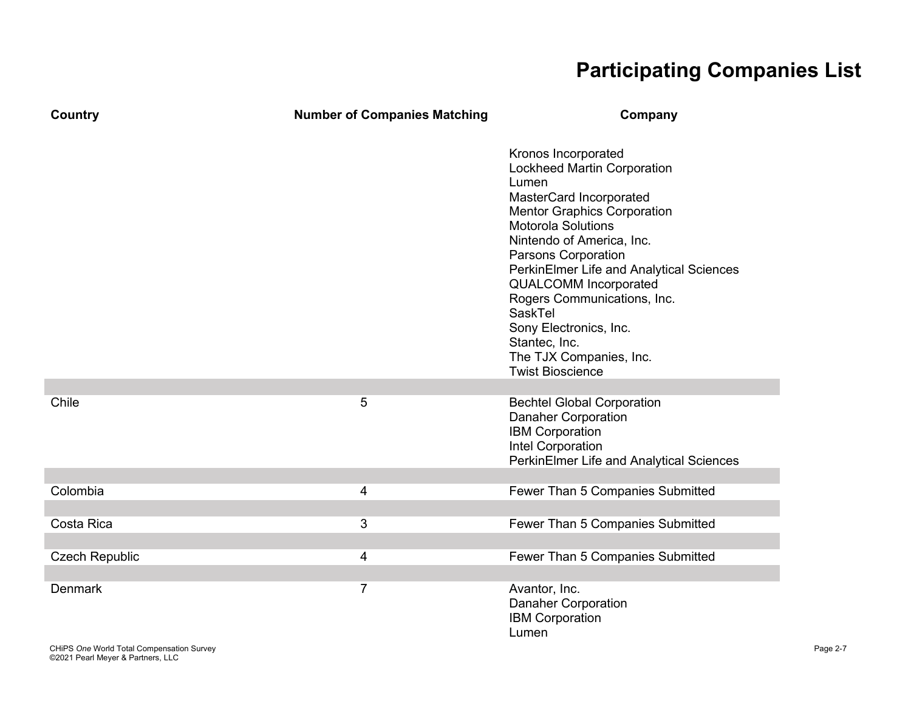# Participating Companies List

| Country | Number of Companies Matching | Company |
|---|---|---|
| | | Kronos Incorporated<br>Lockheed Martin Corporation<br>Lumen<br>MasterCard Incorporated<br>Mentor Graphics Corporation<br>Motorola Solutions<br>Nintendo of America, Inc.<br>Parsons Corporation<br>PerkinElmer Life and Analytical Sciences<br>QUALCOMM Incorporated<br>Rogers Communications, Inc.<br>SaskTel<br>Sony Electronics, Inc.<br>Stantec, Inc.<br>The TJX Companies, Inc.<br>Twist Bioscience |
| Chile | 5 | Bechtel Global Corporation<br>Danaher Corporation<br>IBM Corporation<br>Intel Corporation<br>PerkinElmer Life and Analytical Sciences |
| Colombia | 4 | Fewer Than 5 Companies Submitted |
| Costa Rica | 3 | Fewer Than 5 Companies Submitted |
| Czech Republic | 4 | Fewer Than 5 Companies Submitted |
| Denmark | 7 | Avantor, Inc.<br>Danaher Corporation<br>IBM Corporation<br>Lumen |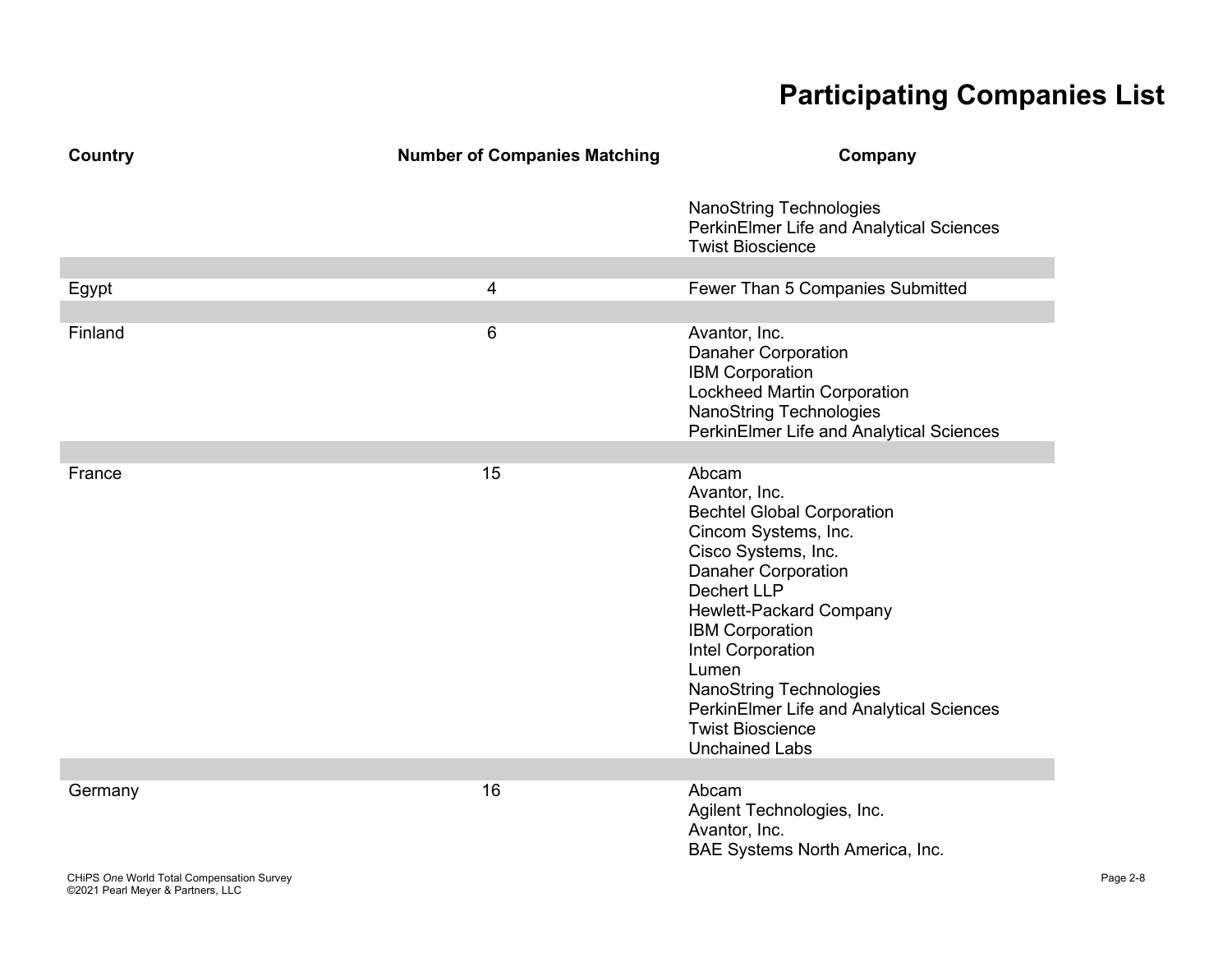# Participating Companies List

| Country | Number of Companies Matching | Company |
| --- | --- | --- |
| | | NanoString Technologies<br>PerkinElmer Life and Analytical Sciences<br>Twist Bioscience |
| Egypt | 4 | Fewer Than 5 Companies Submitted |
| Finland | 6 | Avantor, Inc.<br>Danaher Corporation<br>IBM Corporation<br>Lockheed Martin Corporation<br>NanoString Technologies<br>PerkinElmer Life and Analytical Sciences |
| France | 15 | Abcam<br>Avantor, Inc.<br>Bechtel Global Corporation<br>Cincom Systems, Inc.<br>Cisco Systems, Inc.<br>Danaher Corporation<br>Dechert LLP<br>Hewlett-Packard Company<br>IBM Corporation<br>Intel Corporation<br>Lumen<br>NanoString Technologies<br>PerkinElmer Life and Analytical Sciences<br>Twist Bioscience<br>Unchained Labs |
| Germany | 16 | Abcam<br>Agilent Technologies, Inc.<br>Avantor, Inc.<br>BAE Systems North America, Inc. |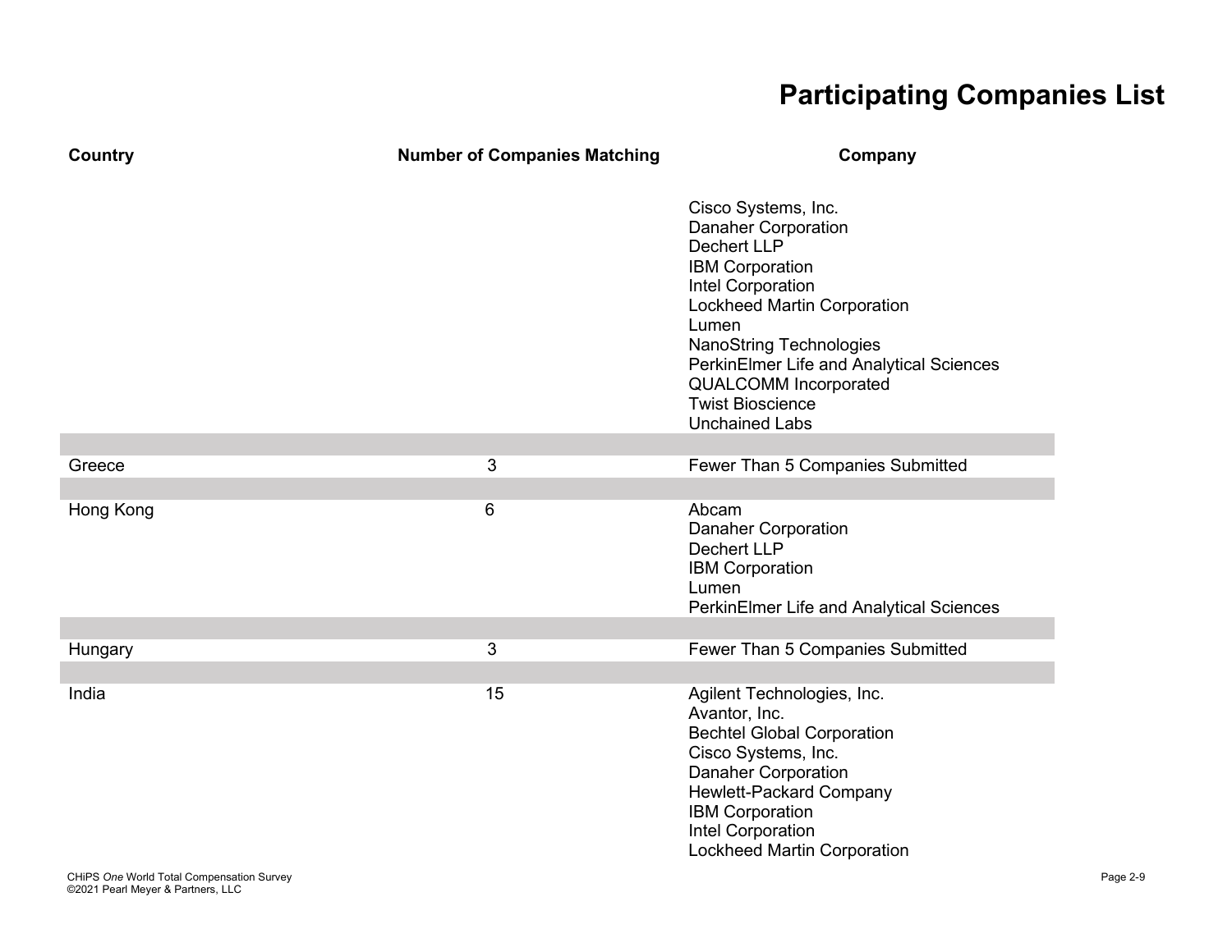# Participating Companies List

| Country | Number of Companies Matching | Company |
|---|---|---|
| | | Cisco Systems, Inc.<br>Danaher Corporation<br>Dechert LLP<br>IBM Corporation<br>Intel Corporation<br>Lockheed Martin Corporation<br>Lumen<br>NanoString Technologies<br>PerkinElmer Life and Analytical Sciences<br>QUALCOMM Incorporated<br>Twist Bioscience<br>Unchained Labs |
| Greece | 3 | Fewer Than 5 Companies Submitted |
| Hong Kong | 6 | Abcam<br>Danaher Corporation<br>Dechert LLP<br>IBM Corporation<br>Lumen<br>PerkinElmer Life and Analytical Sciences |
| Hungary | 3 | Fewer Than 5 Companies Submitted |
| India | 15 | Agilent Technologies, Inc.<br>Avantor, Inc.<br>Bechtel Global Corporation<br>Cisco Systems, Inc.<br>Danaher Corporation<br>Hewlett-Packard Company<br>IBM Corporation<br>Intel Corporation<br>Lockheed Martin Corporation |

CHiPS *One* World Total Compensation Survey
©2021 Pearl Meyer & Partners, LLC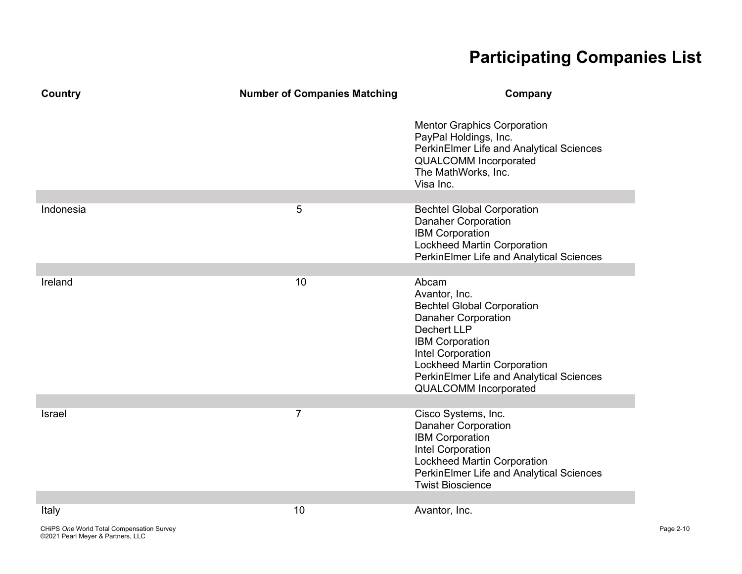# Participating Companies List

| Country | Number of Companies Matching | Company |
|---|---|---|
| | | Mentor Graphics Corporation<br>PayPal Holdings, Inc.<br>PerkinElmer Life and Analytical Sciences<br>QUALCOMM Incorporated<br>The MathWorks, Inc.<br>Visa Inc. |
| Indonesia | 5 | Bechtel Global Corporation<br>Danaher Corporation<br>IBM Corporation<br>Lockheed Martin Corporation<br>PerkinElmer Life and Analytical Sciences |
| Ireland | 10 | Abcam<br>Avantor, Inc.<br>Bechtel Global Corporation<br>Danaher Corporation<br>Dechert LLP<br>IBM Corporation<br>Intel Corporation<br>Lockheed Martin Corporation<br>PerkinElmer Life and Analytical Sciences<br>QUALCOMM Incorporated |
| Israel | 7 | Cisco Systems, Inc.<br>Danaher Corporation<br>IBM Corporation<br>Intel Corporation<br>Lockheed Martin Corporation<br>PerkinElmer Life and Analytical Sciences<br>Twist Bioscience |
| Italy | 10 | Avantor, Inc. |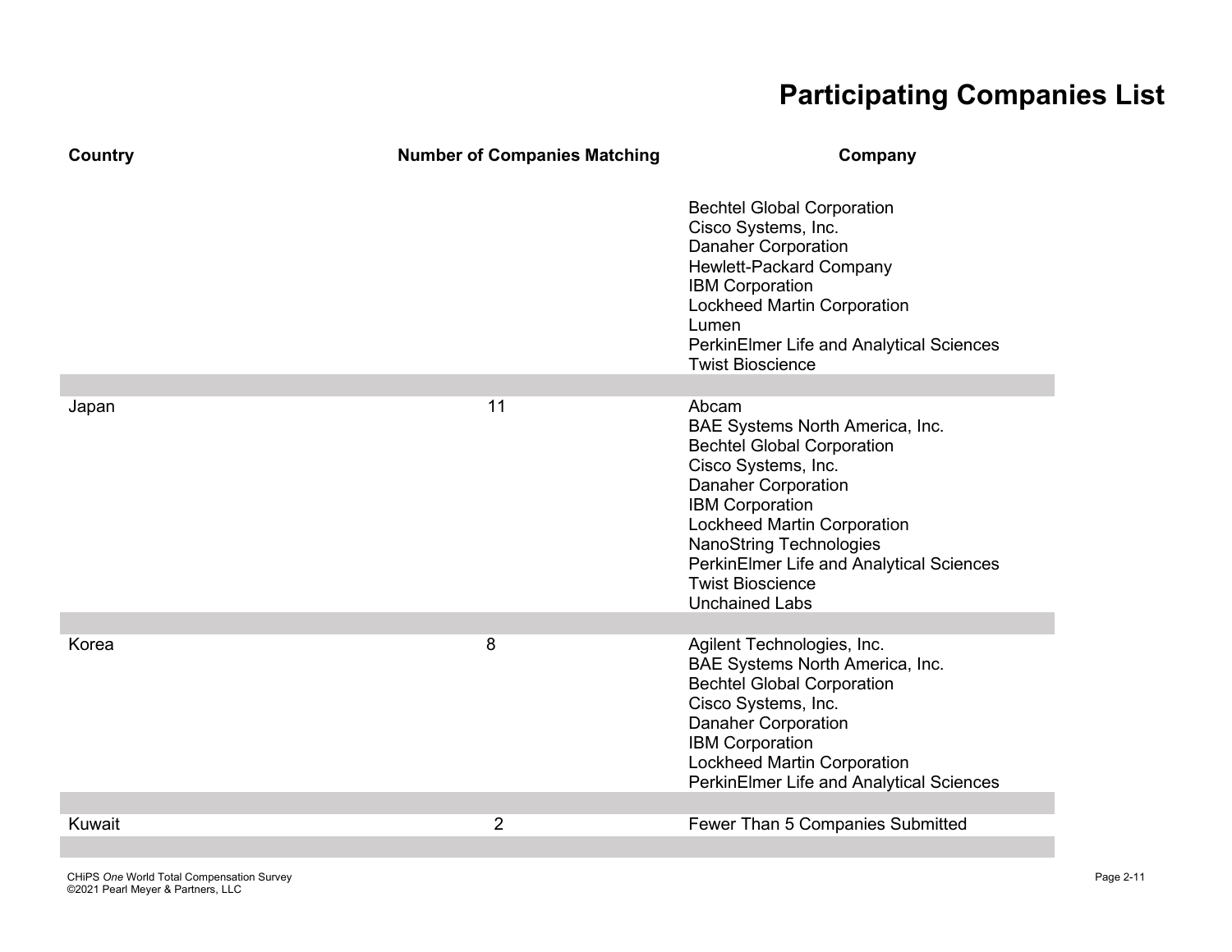# Participating Companies List

| Country | Number of Companies Matching | Company |
|---|---|---|
| | | Bechtel Global Corporation<br>Cisco Systems, Inc.<br>Danaher Corporation<br>Hewlett-Packard Company<br>IBM Corporation<br>Lockheed Martin Corporation<br>Lumen<br>PerkinElmer Life and Analytical Sciences<br>Twist Bioscience |
| Japan | 11 | Abcam<br>BAE Systems North America, Inc.<br>Bechtel Global Corporation<br>Cisco Systems, Inc.<br>Danaher Corporation<br>IBM Corporation<br>Lockheed Martin Corporation<br>NanoString Technologies<br>PerkinElmer Life and Analytical Sciences<br>Twist Bioscience<br>Unchained Labs |
| Korea | 8 | Agilent Technologies, Inc.<br>BAE Systems North America, Inc.<br>Bechtel Global Corporation<br>Cisco Systems, Inc.<br>Danaher Corporation<br>IBM Corporation<br>Lockheed Martin Corporation<br>PerkinElmer Life and Analytical Sciences |
| Kuwait | 2 | Fewer Than 5 Companies Submitted |

CHiPS *One* World Total Compensation Survey
©2021 Pearl Meyer & Partners, LLC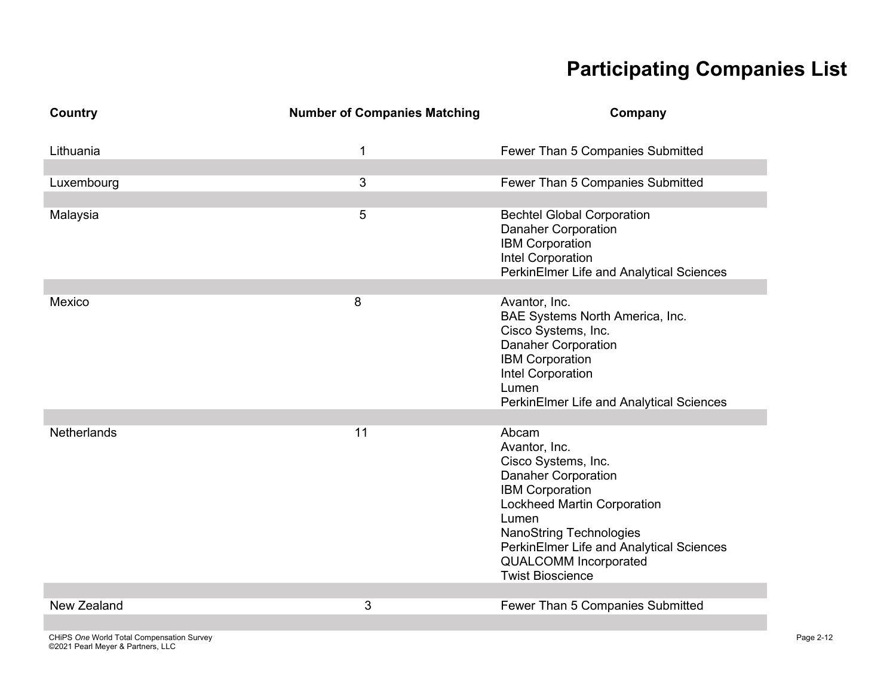# Participating Companies List

| Country | Number of Companies Matching | Company |
| --- | --- | --- |
| Lithuania | 1 | Fewer Than 5 Companies Submitted |
| Luxembourg | 3 | Fewer Than 5 Companies Submitted |
| Malaysia | 5 | Bechtel Global Corporation<br>Danaher Corporation<br>IBM Corporation<br>Intel Corporation<br>PerkinElmer Life and Analytical Sciences |
| Mexico | 8 | Avantor, Inc.<br>BAE Systems North America, Inc.<br>Cisco Systems, Inc.<br>Danaher Corporation<br>IBM Corporation<br>Intel Corporation<br>Lumen<br>PerkinElmer Life and Analytical Sciences |
| Netherlands | 11 | Abcam<br>Avantor, Inc.<br>Cisco Systems, Inc.<br>Danaher Corporation<br>IBM Corporation<br>Lockheed Martin Corporation<br>Lumen<br>NanoString Technologies<br>PerkinElmer Life and Analytical Sciences<br>QUALCOMM Incorporated<br>Twist Bioscience |
| New Zealand | 3 | Fewer Than 5 Companies Submitted |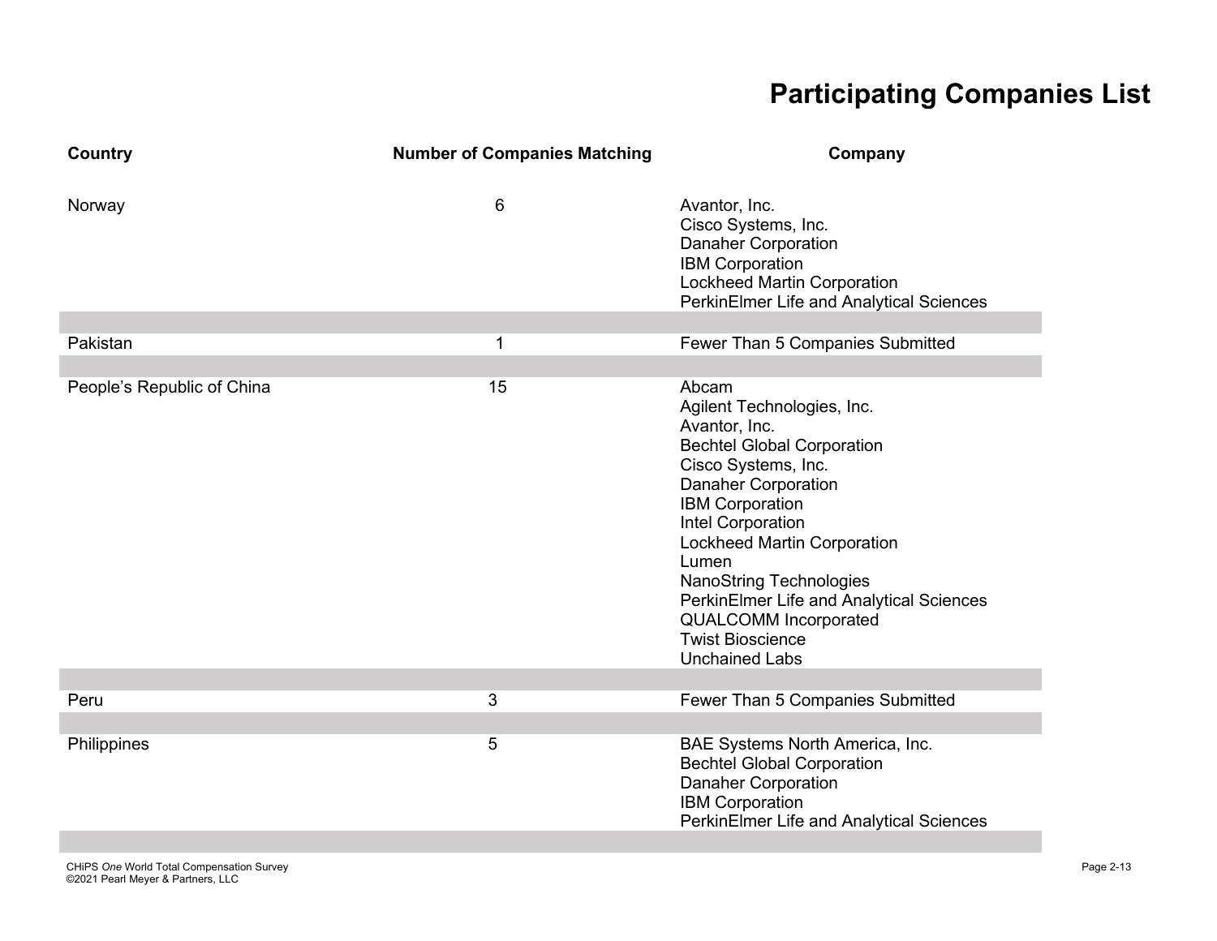# Participating Companies List

| Country | Number of Companies Matching | Company |
|---|---|---|
| Norway | 6 | Avantor, Inc.<br>Cisco Systems, Inc.<br>Danaher Corporation<br>IBM Corporation<br>Lockheed Martin Corporation<br>PerkinElmer Life and Analytical Sciences |
| Pakistan | 1 | Fewer Than 5 Companies Submitted |
| People's Republic of China | 15 | Abcam<br>Agilent Technologies, Inc.<br>Avantor, Inc.<br>Bechtel Global Corporation<br>Cisco Systems, Inc.<br>Danaher Corporation<br>IBM Corporation<br>Intel Corporation<br>Lockheed Martin Corporation<br>Lumen<br>NanoString Technologies<br>PerkinElmer Life and Analytical Sciences<br>QUALCOMM Incorporated<br>Twist Bioscience<br>Unchained Labs |
| Peru | 3 | Fewer Than 5 Companies Submitted |
| Philippines | 5 | BAE Systems North America, Inc.<br>Bechtel Global Corporation<br>Danaher Corporation<br>IBM Corporation<br>PerkinElmer Life and Analytical Sciences |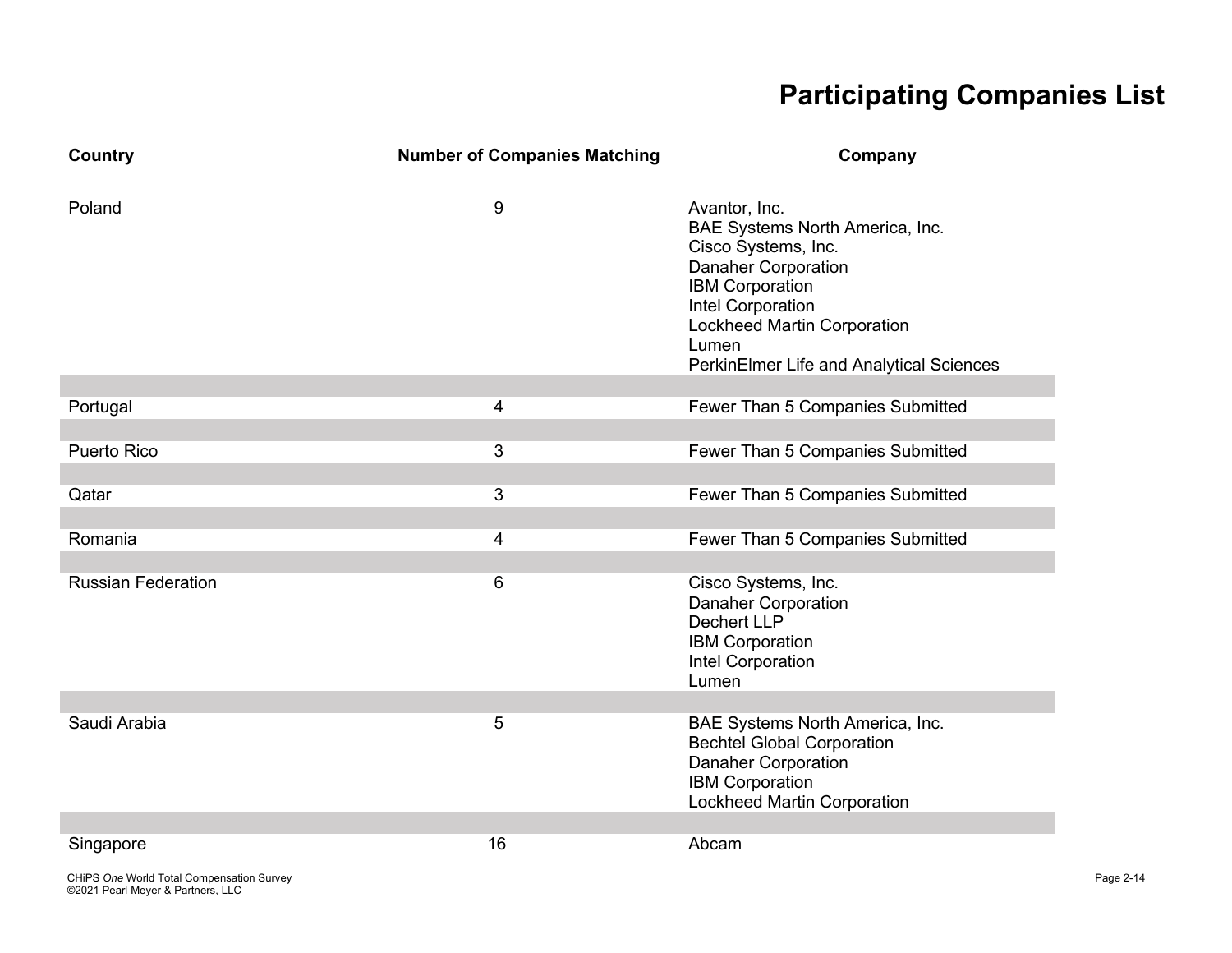# Participating Companies List

| Country | Number of Companies Matching | Company |
|---|---|---|
| Poland | 9 | Avantor, Inc.<br>BAE Systems North America, Inc.<br>Cisco Systems, Inc.<br>Danaher Corporation<br>IBM Corporation<br>Intel Corporation<br>Lockheed Martin Corporation<br>Lumen<br>PerkinElmer Life and Analytical Sciences |
| Portugal | 4 | Fewer Than 5 Companies Submitted |
| Puerto Rico | 3 | Fewer Than 5 Companies Submitted |
| Qatar | 3 | Fewer Than 5 Companies Submitted |
| Romania | 4 | Fewer Than 5 Companies Submitted |
| Russian Federation | 6 | Cisco Systems, Inc.<br>Danaher Corporation<br>Dechert LLP<br>IBM Corporation<br>Intel Corporation<br>Lumen |
| Saudi Arabia | 5 | BAE Systems North America, Inc.<br>Bechtel Global Corporation<br>Danaher Corporation<br>IBM Corporation<br>Lockheed Martin Corporation |
| Singapore | 16 | Abcam |

CHiPS *One* World Total Compensation Survey
©2021 Pearl Meyer & Partners, LLC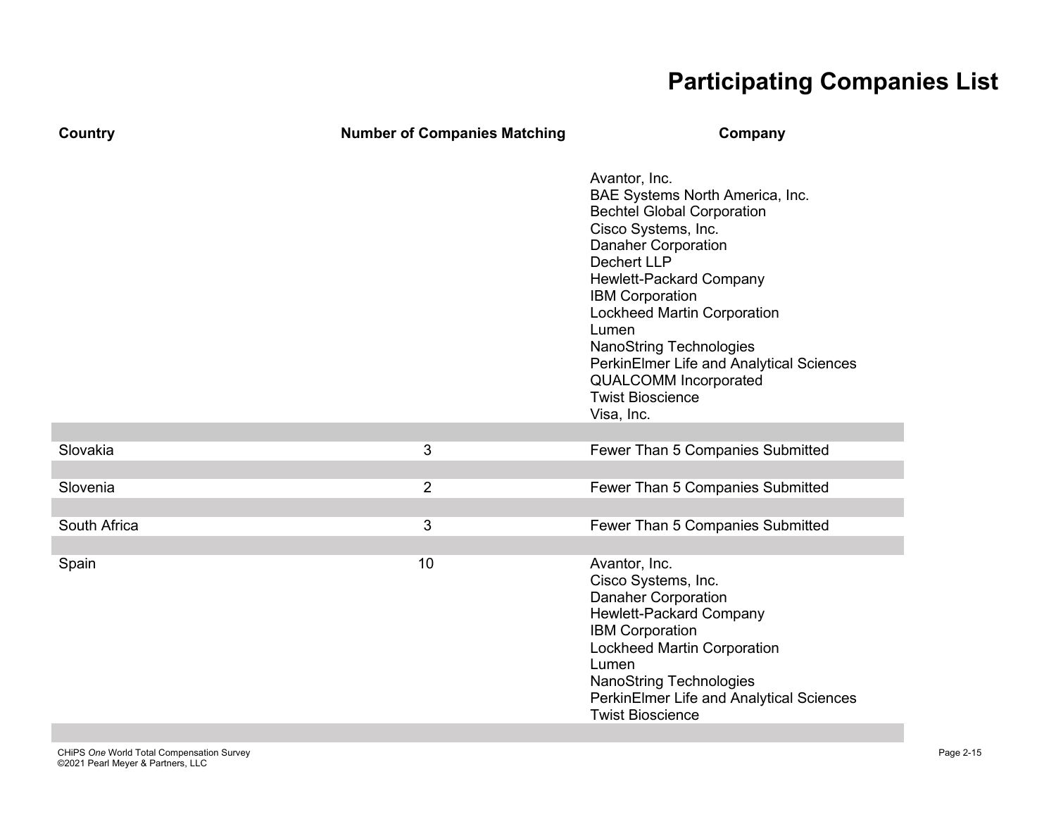# Participating Companies List

| Country | Number of Companies Matching | Company |
|---|---|---|
| | | Avantor, Inc.<br>BAE Systems North America, Inc.<br>Bechtel Global Corporation<br>Cisco Systems, Inc.<br>Danaher Corporation<br>Dechert LLP<br>Hewlett-Packard Company<br>IBM Corporation<br>Lockheed Martin Corporation<br>Lumen<br>NanoString Technologies<br>PerkinElmer Life and Analytical Sciences<br>QUALCOMM Incorporated<br>Twist Bioscience<br>Visa, Inc. |
| Slovakia | 3 | Fewer Than 5 Companies Submitted |
| Slovenia | 2 | Fewer Than 5 Companies Submitted |
| South Africa | 3 | Fewer Than 5 Companies Submitted |
| Spain | 10 | Avantor, Inc.<br>Cisco Systems, Inc.<br>Danaher Corporation<br>Hewlett-Packard Company<br>IBM Corporation<br>Lockheed Martin Corporation<br>Lumen<br>NanoString Technologies<br>PerkinElmer Life and Analytical Sciences<br>Twist Bioscience |

CHiPS *One* World Total Compensation Survey
©2021 Pearl Meyer & Partners, LLC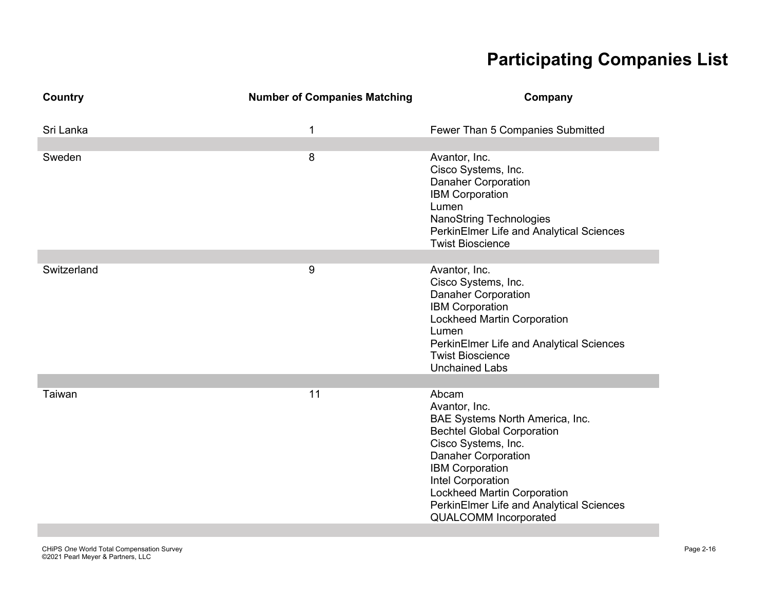# Participating Companies List

| Country | Number of Companies Matching | Company |
|---|---|---|
| Sri Lanka | 1 | Fewer Than 5 Companies Submitted |
| Sweden | 8 | Avantor, Inc.<br>Cisco Systems, Inc.<br>Danaher Corporation<br>IBM Corporation<br>Lumen<br>NanoString Technologies<br>PerkinElmer Life and Analytical Sciences<br>Twist Bioscience |
| Switzerland | 9 | Avantor, Inc.<br>Cisco Systems, Inc.<br>Danaher Corporation<br>IBM Corporation<br>Lockheed Martin Corporation<br>Lumen<br>PerkinElmer Life and Analytical Sciences<br>Twist Bioscience<br>Unchained Labs |
| Taiwan | 11 | Abcam<br>Avantor, Inc.<br>BAE Systems North America, Inc.<br>Bechtel Global Corporation<br>Cisco Systems, Inc.<br>Danaher Corporation<br>IBM Corporation<br>Intel Corporation<br>Lockheed Martin Corporation<br>PerkinElmer Life and Analytical Sciences<br>QUALCOMM Incorporated |

CHiPS *One* World Total Compensation Survey
©2021 Pearl Meyer & Partners, LLC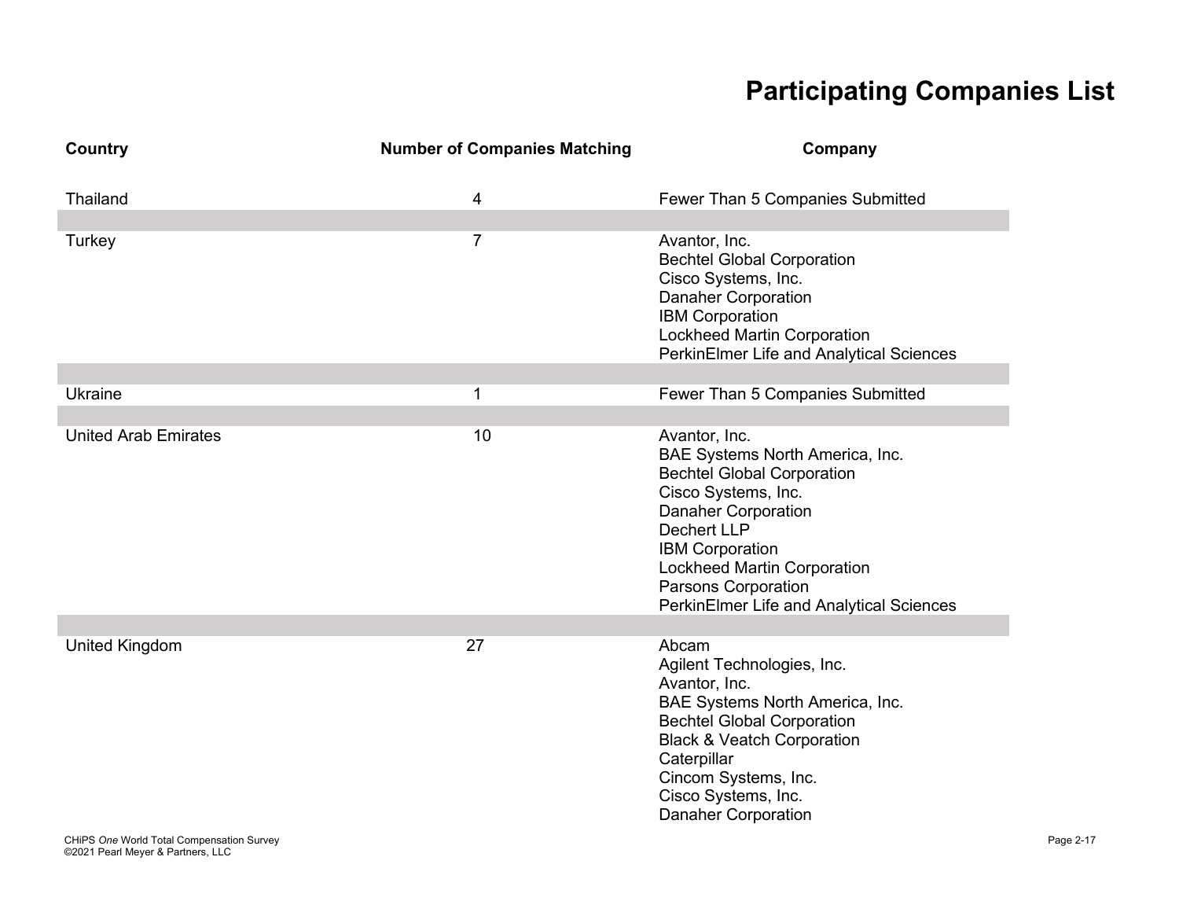# Participating Companies List

| Country | Number of Companies Matching | Company |
|---|---|---|
| Thailand | 4 | Fewer Than 5 Companies Submitted |
| Turkey | 7 | Avantor, Inc.<br>Bechtel Global Corporation<br>Cisco Systems, Inc.<br>Danaher Corporation<br>IBM Corporation<br>Lockheed Martin Corporation<br>PerkinElmer Life and Analytical Sciences |
| Ukraine | 1 | Fewer Than 5 Companies Submitted |
| United Arab Emirates | 10 | Avantor, Inc.<br>BAE Systems North America, Inc.<br>Bechtel Global Corporation<br>Cisco Systems, Inc.<br>Danaher Corporation<br>Dechert LLP<br>IBM Corporation<br>Lockheed Martin Corporation<br>Parsons Corporation<br>PerkinElmer Life and Analytical Sciences |
| United Kingdom | 27 | Abcam<br>Agilent Technologies, Inc.<br>Avantor, Inc.<br>BAE Systems North America, Inc.<br>Bechtel Global Corporation<br>Black & Veatch Corporation<br>Caterpillar<br>Cincom Systems, Inc.<br>Cisco Systems, Inc.<br>Danaher Corporation |

CHiPS *One* World Total Compensation Survey
©2021 Pearl Meyer & Partners, LLC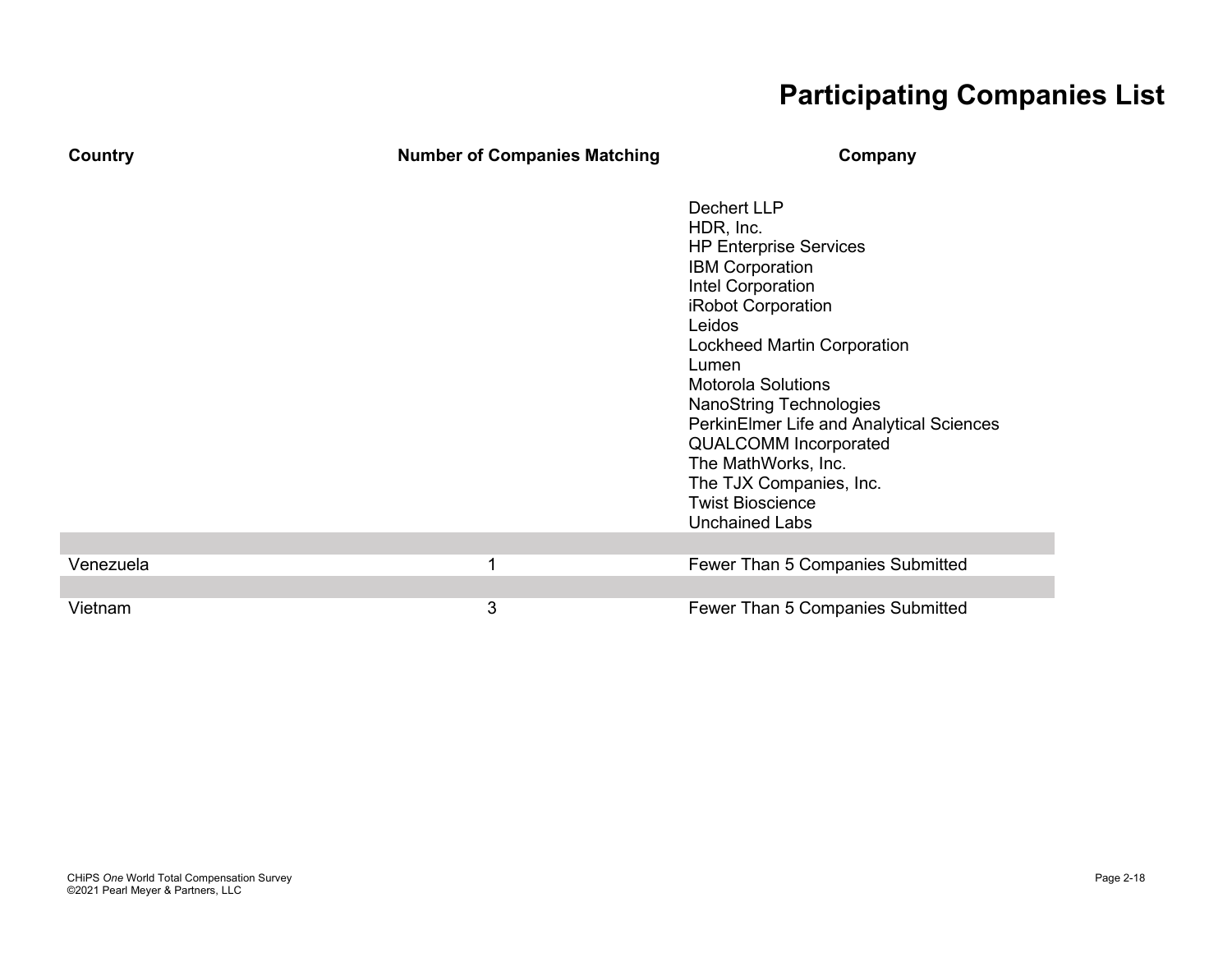# Participating Companies List

| Country | Number of Companies Matching | Company |
| --- | --- | --- |
| | | Dechert LLP<br>HDR, Inc.<br>HP Enterprise Services<br>IBM Corporation<br>Intel Corporation<br>iRobot Corporation<br>Leidos<br>Lockheed Martin Corporation<br>Lumen<br>Motorola Solutions<br>NanoString Technologies<br>PerkinElmer Life and Analytical Sciences<br>QUALCOMM Incorporated<br>The MathWorks, Inc.<br>The TJX Companies, Inc.<br>Twist Bioscience<br>Unchained Labs |
| Venezuela | 1 | Fewer Than 5 Companies Submitted |
| Vietnam | 3 | Fewer Than 5 Companies Submitted |